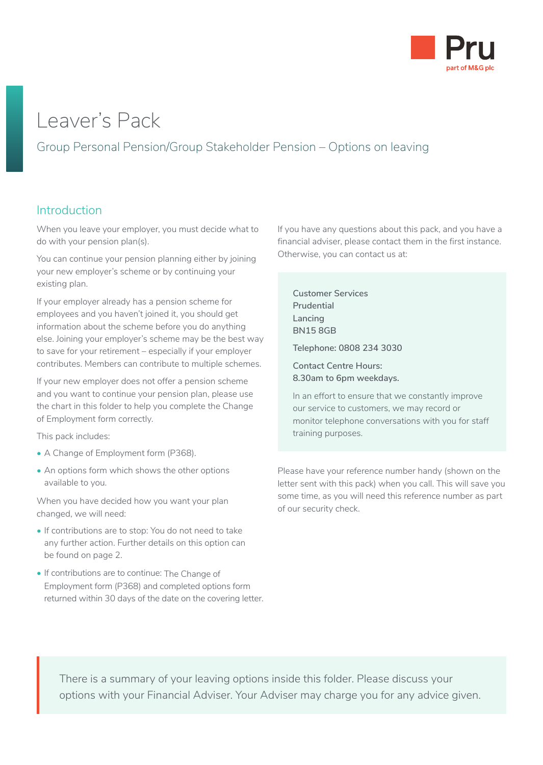Pru
part of M&G plc

# Leaver's Pack

## Group Personal Pension/Group Stakeholder Pension – Options on leaving

### Introduction

When you leave your employer, you must decide what to do with your pension plan(s).

You can continue your pension planning either by joining your new employer's scheme or by continuing your existing plan.

If your employer already has a pension scheme for employees and you haven't joined it, you should get information about the scheme before you do anything else. Joining your employer's scheme may be the best way to save for your retirement – especially if your employer contributes. Members can contribute to multiple schemes.

If your new employer does not offer a pension scheme and you want to continue your pension plan, please use the chart in this folder to help you complete the Change of Employment form correctly.

This pack includes:

- A Change of Employment form (P368).
- An options form which shows the other options available to you.

When you have decided how you want your plan changed, we will need:

- If contributions are to stop: You do not need to take any further action. Further details on this option can be found on page 2.
- If contributions are to continue: The Change of Employment form (P368) and completed options form returned within 30 days of the date on the covering letter.

If you have any questions about this pack, and you have a financial adviser, please contact them in the first instance. Otherwise, you can contact us at:

Customer Services
Prudential
Lancing
BN15 8GB

Telephone: 0808 234 3030

Contact Centre Hours:
8.30am to 6pm weekdays.

In an effort to ensure that we constantly improve our service to customers, we may record or monitor telephone conversations with you for staff training purposes.

Please have your reference number handy (shown on the letter sent with this pack) when you call. This will save you some time, as you will need this reference number as part of our security check.

There is a summary of your leaving options inside this folder. Please discuss your options with your Financial Adviser. Your Adviser may charge you for any advice given.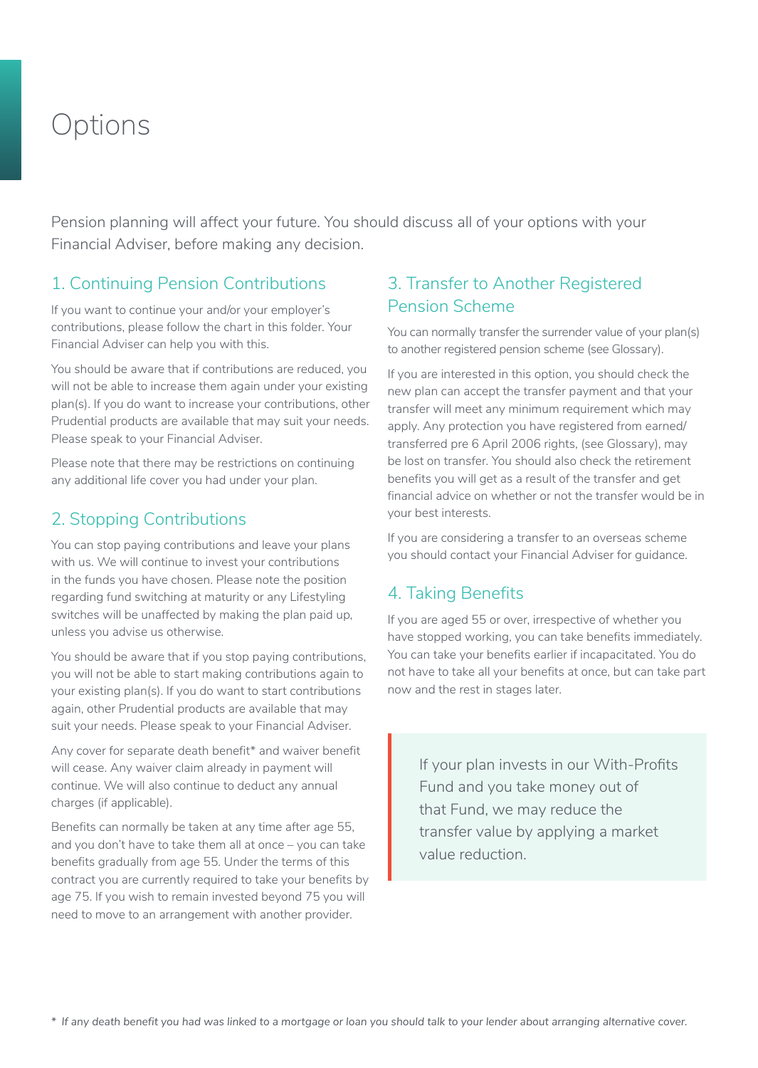# Options

Pension planning will affect your future. You should discuss all of your options with your Financial Adviser, before making any decision.

## 1. Continuing Pension Contributions

If you want to continue your and/or your employer's contributions, please follow the chart in this folder. Your Financial Adviser can help you with this.

You should be aware that if contributions are reduced, you will not be able to increase them again under your existing plan(s). If you do want to increase your contributions, other Prudential products are available that may suit your needs. Please speak to your Financial Adviser.

Please note that there may be restrictions on continuing any additional life cover you had under your plan.

## 2. Stopping Contributions

You can stop paying contributions and leave your plans with us. We will continue to invest your contributions in the funds you have chosen. Please note the position regarding fund switching at maturity or any Lifestyling switches will be unaffected by making the plan paid up, unless you advise us otherwise.

You should be aware that if you stop paying contributions, you will not be able to start making contributions again to your existing plan(s). If you do want to start contributions again, other Prudential products are available that may suit your needs. Please speak to your Financial Adviser.

Any cover for separate death benefit* and waiver benefit will cease. Any waiver claim already in payment will continue. We will also continue to deduct any annual charges (if applicable).

Benefits can normally be taken at any time after age 55, and you don't have to take them all at once – you can take benefits gradually from age 55. Under the terms of this contract you are currently required to take your benefits by age 75. If you wish to remain invested beyond 75 you will need to move to an arrangement with another provider.

## 3. Transfer to Another Registered Pension Scheme

You can normally transfer the surrender value of your plan(s) to another registered pension scheme (see Glossary).

If you are interested in this option, you should check the new plan can accept the transfer payment and that your transfer will meet any minimum requirement which may apply. Any protection you have registered from earned/transferred pre 6 April 2006 rights, (see Glossary), may be lost on transfer. You should also check the retirement benefits you will get as a result of the transfer and get financial advice on whether or not the transfer would be in your best interests.

If you are considering a transfer to an overseas scheme you should contact your Financial Adviser for guidance.

## 4. Taking Benefits

If you are aged 55 or over, irrespective of whether you have stopped working, you can take benefits immediately. You can take your benefits earlier if incapacitated. You do not have to take all your benefits at once, but can take part now and the rest in stages later.

> If your plan invests in our With-Profits Fund and you take money out of that Fund, we may reduce the transfer value by applying a market value reduction.

\* *If any death benefit you had was linked to a mortgage or loan you should talk to your lender about arranging alternative cover.*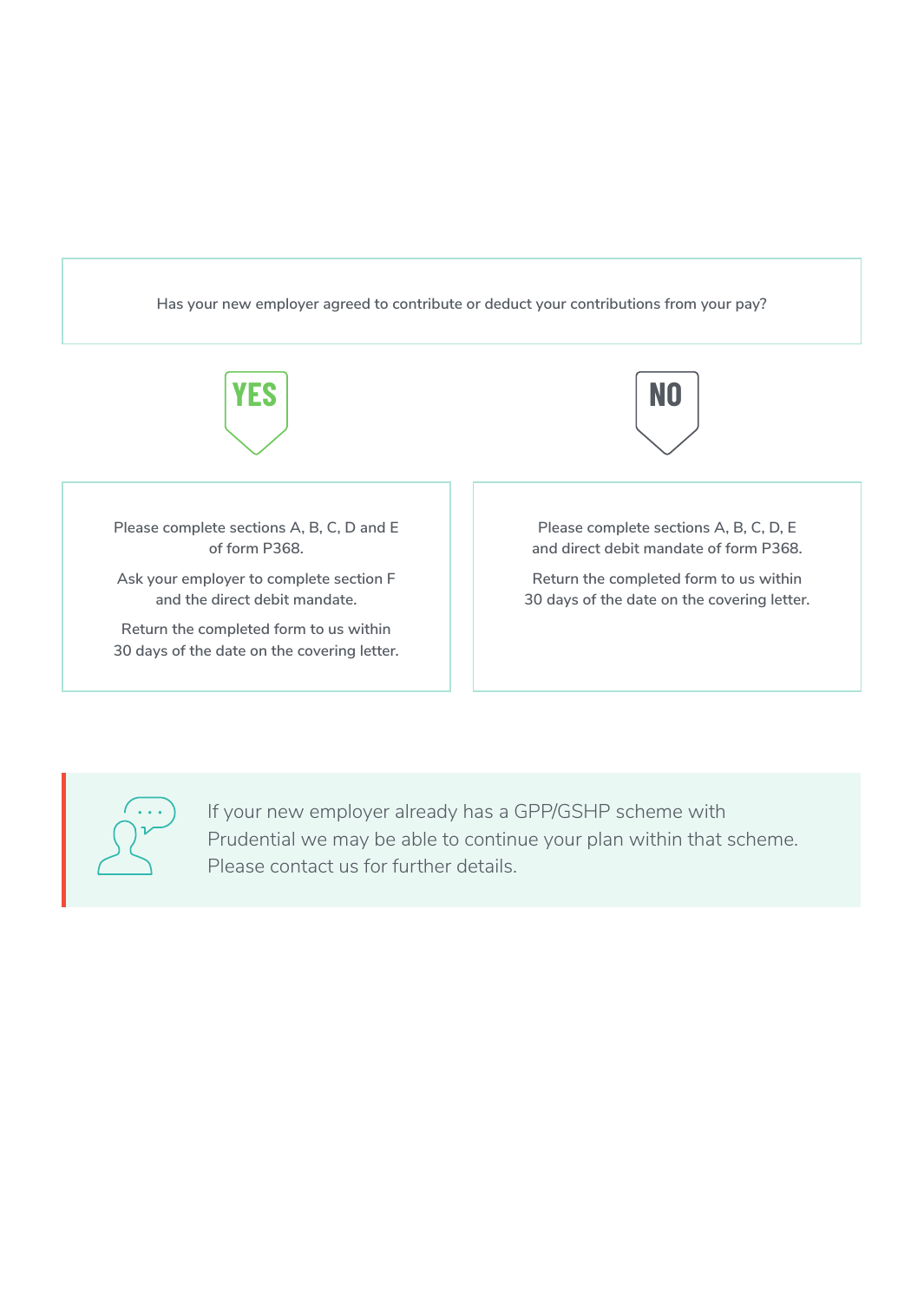Has your new employer agreed to contribute or deduct your contributions from your pay?

**YES**

Please complete sections A, B, C, D and E of form P368.

Ask your employer to complete section F and the direct debit mandate.

Return the completed form to us within 30 days of the date on the covering letter.

**NO**

Please complete sections A, B, C, D, E and direct debit mandate of form P368.

Return the completed form to us within 30 days of the date on the covering letter.

If your new employer already has a GPP/GSHP scheme with Prudential we may be able to continue your plan within that scheme. Please contact us for further details.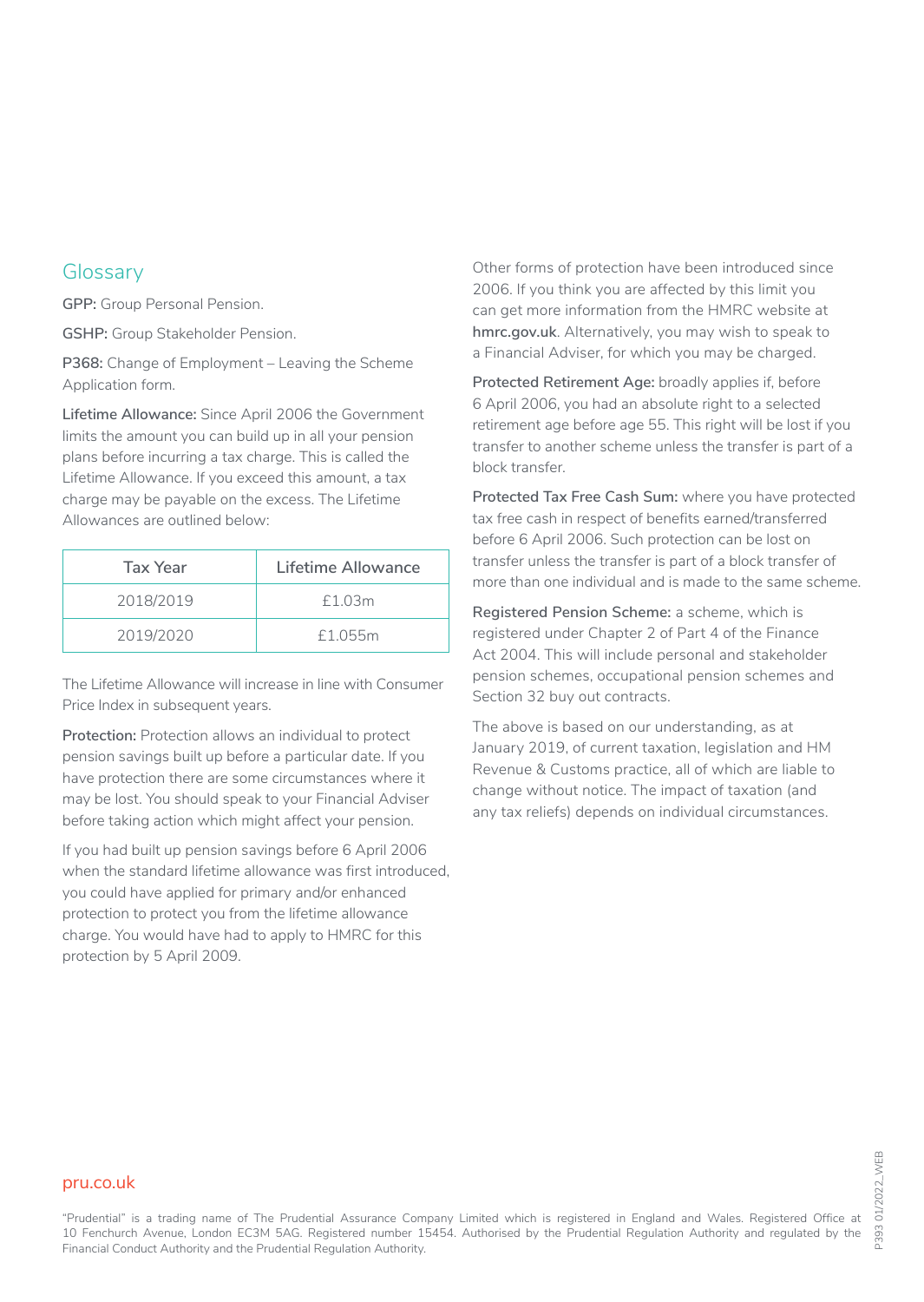## Glossary

**GPP:** Group Personal Pension.

**GSHP:** Group Stakeholder Pension.

**P368:** Change of Employment – Leaving the Scheme Application form.

**Lifetime Allowance:** Since April 2006 the Government limits the amount you can build up in all your pension plans before incurring a tax charge. This is called the Lifetime Allowance. If you exceed this amount, a tax charge may be payable on the excess. The Lifetime Allowances are outlined below:

| Tax Year | Lifetime Allowance |
|---|---|
| 2018/2019 | £1.03m |
| 2019/2020 | £1.055m |

The Lifetime Allowance will increase in line with Consumer Price Index in subsequent years.

**Protection:** Protection allows an individual to protect pension savings built up before a particular date. If you have protection there are some circumstances where it may be lost. You should speak to your Financial Adviser before taking action which might affect your pension.

If you had built up pension savings before 6 April 2006 when the standard lifetime allowance was first introduced, you could have applied for primary and/or enhanced protection to protect you from the lifetime allowance charge. You would have had to apply to HMRC for this protection by 5 April 2009.

Other forms of protection have been introduced since 2006. If you think you are affected by this limit you can get more information from the HMRC website at **hmrc.gov.uk**. Alternatively, you may wish to speak to a Financial Adviser, for which you may be charged.

**Protected Retirement Age:** broadly applies if, before 6 April 2006, you had an absolute right to a selected retirement age before age 55. This right will be lost if you transfer to another scheme unless the transfer is part of a block transfer.

**Protected Tax Free Cash Sum:** where you have protected tax free cash in respect of benefits earned/transferred before 6 April 2006. Such protection can be lost on transfer unless the transfer is part of a block transfer of more than one individual and is made to the same scheme.

**Registered Pension Scheme:** a scheme, which is registered under Chapter 2 of Part 4 of the Finance Act 2004. This will include personal and stakeholder pension schemes, occupational pension schemes and Section 32 buy out contracts.

The above is based on our understanding, as at January 2019, of current taxation, legislation and HM Revenue & Customs practice, all of which are liable to change without notice. The impact of taxation (and any tax reliefs) depends on individual circumstances.

pru.co.uk

"Prudential" is a trading name of The Prudential Assurance Company Limited which is registered in England and Wales. Registered Office at 10 Fenchurch Avenue, London EC3M 5AG. Registered number 15454. Authorised by the Prudential Regulation Authority and regulated by the Financial Conduct Authority and the Prudential Regulation Authority.

P393 01/2022_WEB